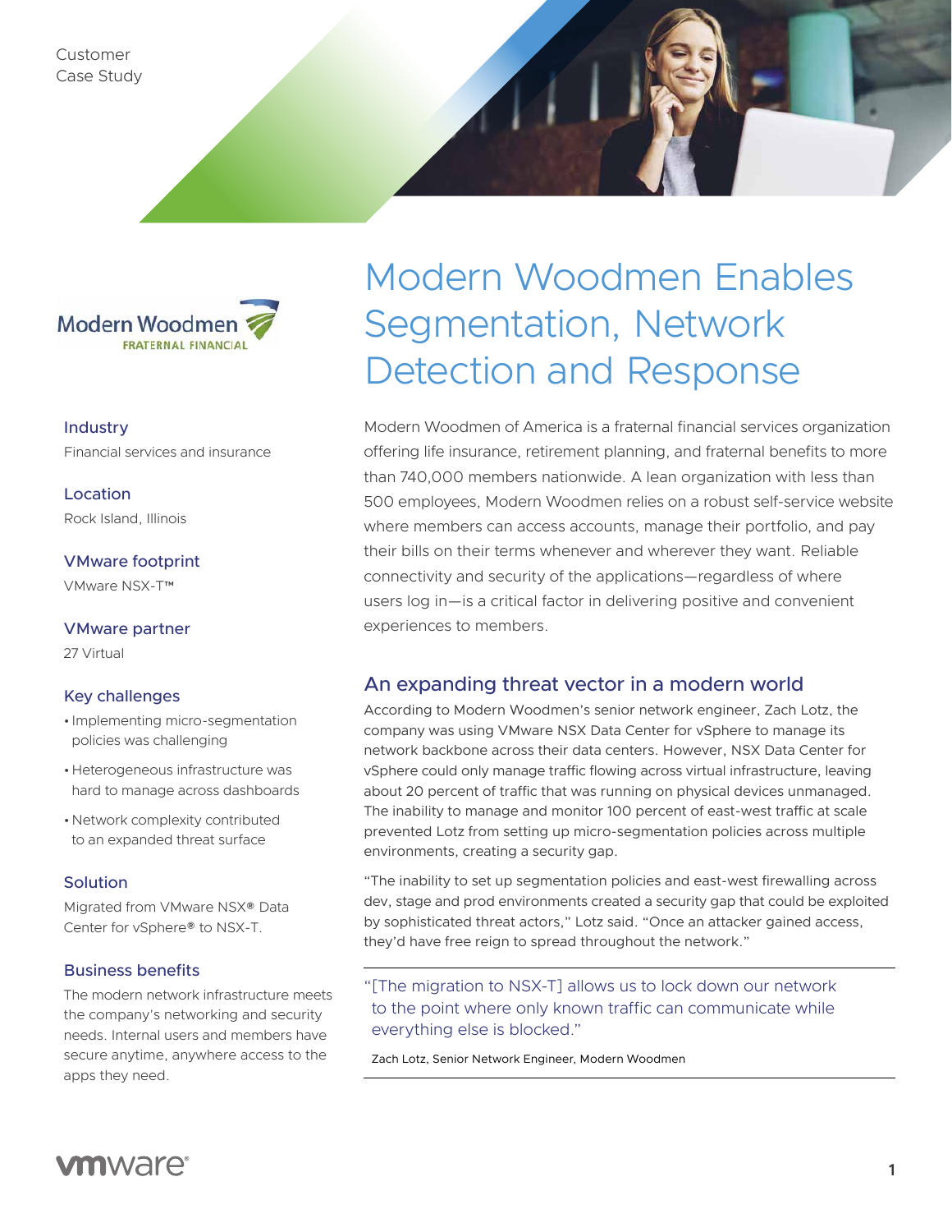Customer Case Study

Modern Woodmen FRATERNAL FINANCIAL

# Modern Woodmen Enables Segmentation, Network Detection and Response

### Industry

Financial services and insurance

### Location

Rock Island, Illinois

### VMware footprint

VMware NSX-T™

### VMware partner

27 Virtual

### Key challenges

- Implementing micro-segmentation policies was challenging
- Heterogeneous infrastructure was hard to manage across dashboards
- Network complexity contributed to an expanded threat surface

### Solution

Migrated from VMware NSX® Data Center for vSphere® to NSX-T.

### Business benefits

The modern network infrastructure meets the company's networking and security needs. Internal users and members have secure anytime, anywhere access to the apps they need.

Modern Woodmen of America is a fraternal financial services organization offering life insurance, retirement planning, and fraternal benefits to more than 740,000 members nationwide. A lean organization with less than 500 employees, Modern Woodmen relies on a robust self-service website where members can access accounts, manage their portfolio, and pay their bills on their terms whenever and wherever they want. Reliable connectivity and security of the applications—regardless of where users log in—is a critical factor in delivering positive and convenient experiences to members.

## An expanding threat vector in a modern world

According to Modern Woodmen's senior network engineer, Zach Lotz, the company was using VMware NSX Data Center for vSphere to manage its network backbone across their data centers. However, NSX Data Center for vSphere could only manage traffic flowing across virtual infrastructure, leaving about 20 percent of traffic that was running on physical devices unmanaged. The inability to manage and monitor 100 percent of east-west traffic at scale prevented Lotz from setting up micro-segmentation policies across multiple environments, creating a security gap.

"The inability to set up segmentation policies and east-west firewalling across dev, stage and prod environments created a security gap that could be exploited by sophisticated threat actors," Lotz said. "Once an attacker gained access, they'd have free reign to spread throughout the network."

> "[The migration to NSX-T] allows us to lock down our network to the point where only known traffic can communicate while everything else is blocked."
>
> Zach Lotz, Senior Network Engineer, Modern Woodmen

vmware®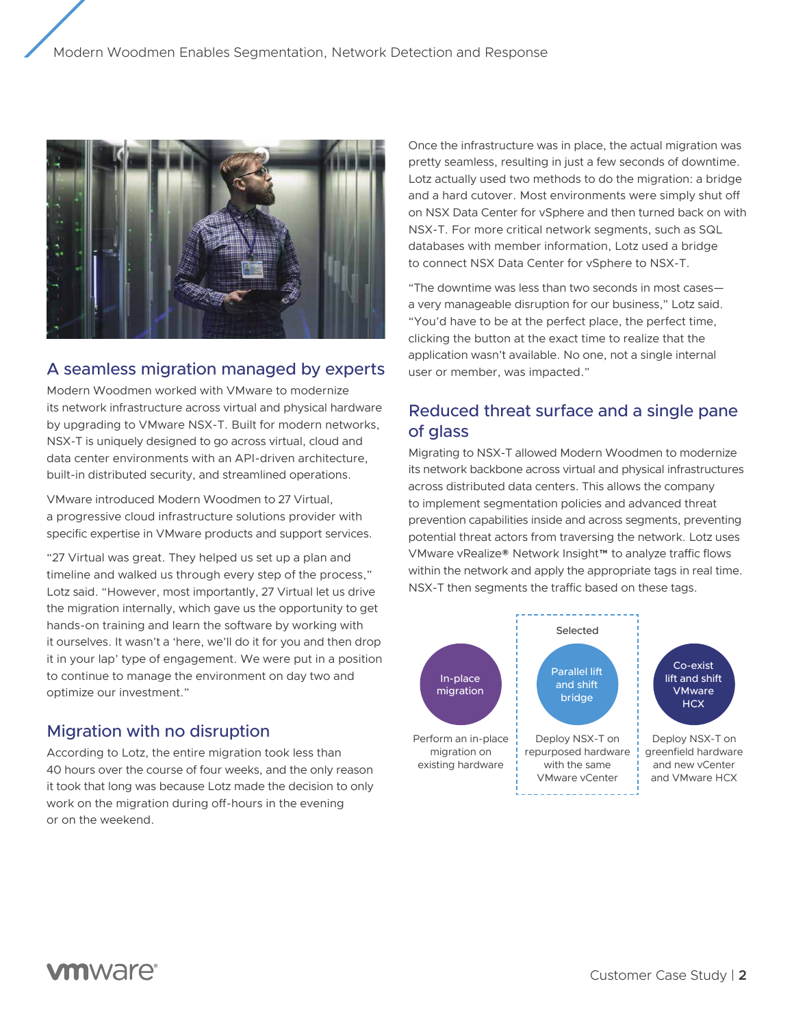## A seamless migration managed by experts

Modern Woodmen worked with VMware to modernize its network infrastructure across virtual and physical hardware by upgrading to VMware NSX-T. Built for modern networks, NSX-T is uniquely designed to go across virtual, cloud and data center environments with an API-driven architecture, built-in distributed security, and streamlined operations.

VMware introduced Modern Woodmen to 27 Virtual, a progressive cloud infrastructure solutions provider with specific expertise in VMware products and support services.

"27 Virtual was great. They helped us set up a plan and timeline and walked us through every step of the process," Lotz said. "However, most importantly, 27 Virtual let us drive the migration internally, which gave us the opportunity to get hands-on training and learn the software by working with it ourselves. It wasn't a 'here, we'll do it for you and then drop it in your lap' type of engagement. We were put in a position to continue to manage the environment on day two and optimize our investment."

## Migration with no disruption

According to Lotz, the entire migration took less than 40 hours over the course of four weeks, and the only reason it took that long was because Lotz made the decision to only work on the migration during off-hours in the evening or on the weekend.

Once the infrastructure was in place, the actual migration was pretty seamless, resulting in just a few seconds of downtime. Lotz actually used two methods to do the migration: a bridge and a hard cutover. Most environments were simply shut off on NSX Data Center for vSphere and then turned back on with NSX-T. For more critical network segments, such as SQL databases with member information, Lotz used a bridge to connect NSX Data Center for vSphere to NSX-T.

"The downtime was less than two seconds in most cases—a very manageable disruption for our business," Lotz said. "You'd have to be at the perfect place, the perfect time, clicking the button at the exact time to realize that the application wasn't available. No one, not a single internal user or member, was impacted."

## Reduced threat surface and a single pane of glass

Migrating to NSX-T allowed Modern Woodmen to modernize its network backbone across virtual and physical infrastructures across distributed data centers. This allows the company to implement segmentation policies and advanced threat prevention capabilities inside and across segments, preventing potential threat actors from traversing the network. Lotz uses VMware vRealize® Network Insight™ to analyze traffic flows within the network and apply the appropriate tags in real time. NSX-T then segments the traffic based on these tags.

| In-place migration | Parallel lift and shift bridge (Selected) | Co-exist lift and shift VMware HCX |
| --- | --- | --- |
| Perform an in-place migration on existing hardware | Deploy NSX-T on repurposed hardware with the same VMware vCenter | Deploy NSX-T on greenfield hardware and new vCenter and VMware HCX |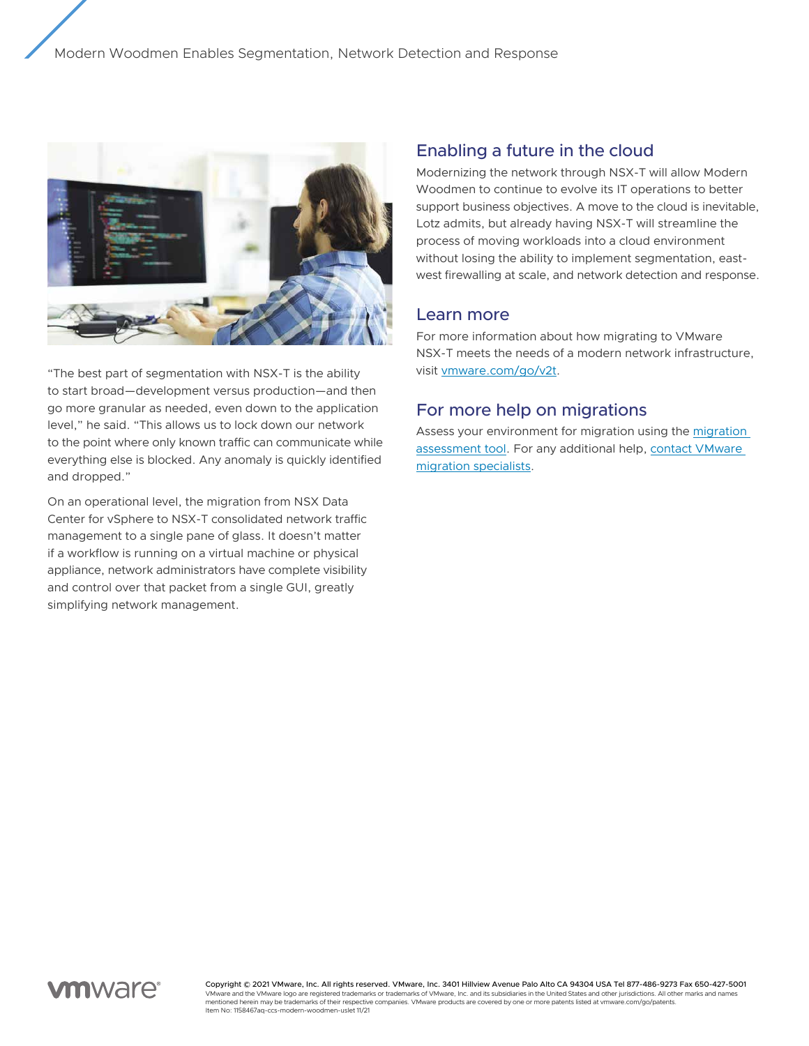“The best part of segmentation with NSX-T is the ability to start broad—development versus production—and then go more granular as needed, even down to the application level,” he said. “This allows us to lock down our network to the point where only known traffic can communicate while everything else is blocked. Any anomaly is quickly identified and dropped.”

On an operational level, the migration from NSX Data Center for vSphere to NSX-T consolidated network traffic management to a single pane of glass. It doesn’t matter if a workflow is running on a virtual machine or physical appliance, network administrators have complete visibility and control over that packet from a single GUI, greatly simplifying network management.

## Enabling a future in the cloud

Modernizing the network through NSX-T will allow Modern Woodmen to continue to evolve its IT operations to better support business objectives. A move to the cloud is inevitable, Lotz admits, but already having NSX-T will streamline the process of moving workloads into a cloud environment without losing the ability to implement segmentation, east-west firewalling at scale, and network detection and response.

## Learn more

For more information about how migrating to VMware NSX-T meets the needs of a modern network infrastructure, visit vmware.com/go/v2t.

## For more help on migrations

Assess your environment for migration using the migration assessment tool. For any additional help, contact VMware migration specialists.

Copyright © 2021 VMware, Inc. All rights reserved. VMware, Inc. 3401 Hillview Avenue Palo Alto CA 94304 USA Tel 877-486-9273 Fax 650-427-5001
VMware and the VMware logo are registered trademarks or trademarks of VMware, Inc. and its subsidiaries in the United States and other jurisdictions. All other marks and names mentioned herein may be trademarks of their respective companies. VMware products are covered by one or more patents listed at vmware.com/go/patents.
Item No: 1158467aq-ccs-modern-woodmen-uslet 11/21